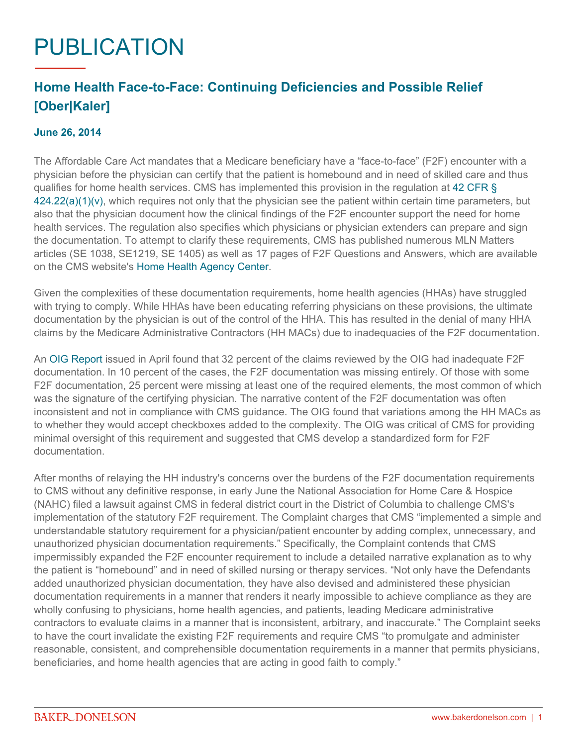# PUBLICATION

## Home Health Face-to-Face: Continuing Deficiencies and Possible Relief [Ober|Kaler]

**June 26, 2014**

The Affordable Care Act mandates that a Medicare beneficiary have a "face-to-face" (F2F) encounter with a physician before the physician can certify that the patient is homebound and in need of skilled care and thus qualifies for home health services. CMS has implemented this provision in the regulation at 42 CFR § 424.22(a)(1)(v), which requires not only that the physician see the patient within certain time parameters, but also that the physician document how the clinical findings of the F2F encounter support the need for home health services. The regulation also specifies which physicians or physician extenders can prepare and sign the documentation. To attempt to clarify these requirements, CMS has published numerous MLN Matters articles (SE 1038, SE1219, SE 1405) as well as 17 pages of F2F Questions and Answers, which are available on the CMS website's Home Health Agency Center.

Given the complexities of these documentation requirements, home health agencies (HHAs) have struggled with trying to comply. While HHAs have been educating referring physicians on these provisions, the ultimate documentation by the physician is out of the control of the HHA. This has resulted in the denial of many HHA claims by the Medicare Administrative Contractors (HH MACs) due to inadequacies of the F2F documentation.

An OIG Report issued in April found that 32 percent of the claims reviewed by the OIG had inadequate F2F documentation. In 10 percent of the cases, the F2F documentation was missing entirely. Of those with some F2F documentation, 25 percent were missing at least one of the required elements, the most common of which was the signature of the certifying physician. The narrative content of the F2F documentation was often inconsistent and not in compliance with CMS guidance. The OIG found that variations among the HH MACs as to whether they would accept checkboxes added to the complexity. The OIG was critical of CMS for providing minimal oversight of this requirement and suggested that CMS develop a standardized form for F2F documentation.

After months of relaying the HH industry's concerns over the burdens of the F2F documentation requirements to CMS without any definitive response, in early June the National Association for Home Care & Hospice (NAHC) filed a lawsuit against CMS in federal district court in the District of Columbia to challenge CMS's implementation of the statutory F2F requirement. The Complaint charges that CMS "implemented a simple and understandable statutory requirement for a physician/patient encounter by adding complex, unnecessary, and unauthorized physician documentation requirements." Specifically, the Complaint contends that CMS impermissibly expanded the F2F encounter requirement to include a detailed narrative explanation as to why the patient is "homebound" and in need of skilled nursing or therapy services. "Not only have the Defendants added unauthorized physician documentation, they have also devised and administered these physician documentation requirements in a manner that renders it nearly impossible to achieve compliance as they are wholly confusing to physicians, home health agencies, and patients, leading Medicare administrative contractors to evaluate claims in a manner that is inconsistent, arbitrary, and inaccurate." The Complaint seeks to have the court invalidate the existing F2F requirements and require CMS "to promulgate and administer reasonable, consistent, and comprehensible documentation requirements in a manner that permits physicians, beneficiaries, and home health agencies that are acting in good faith to comply."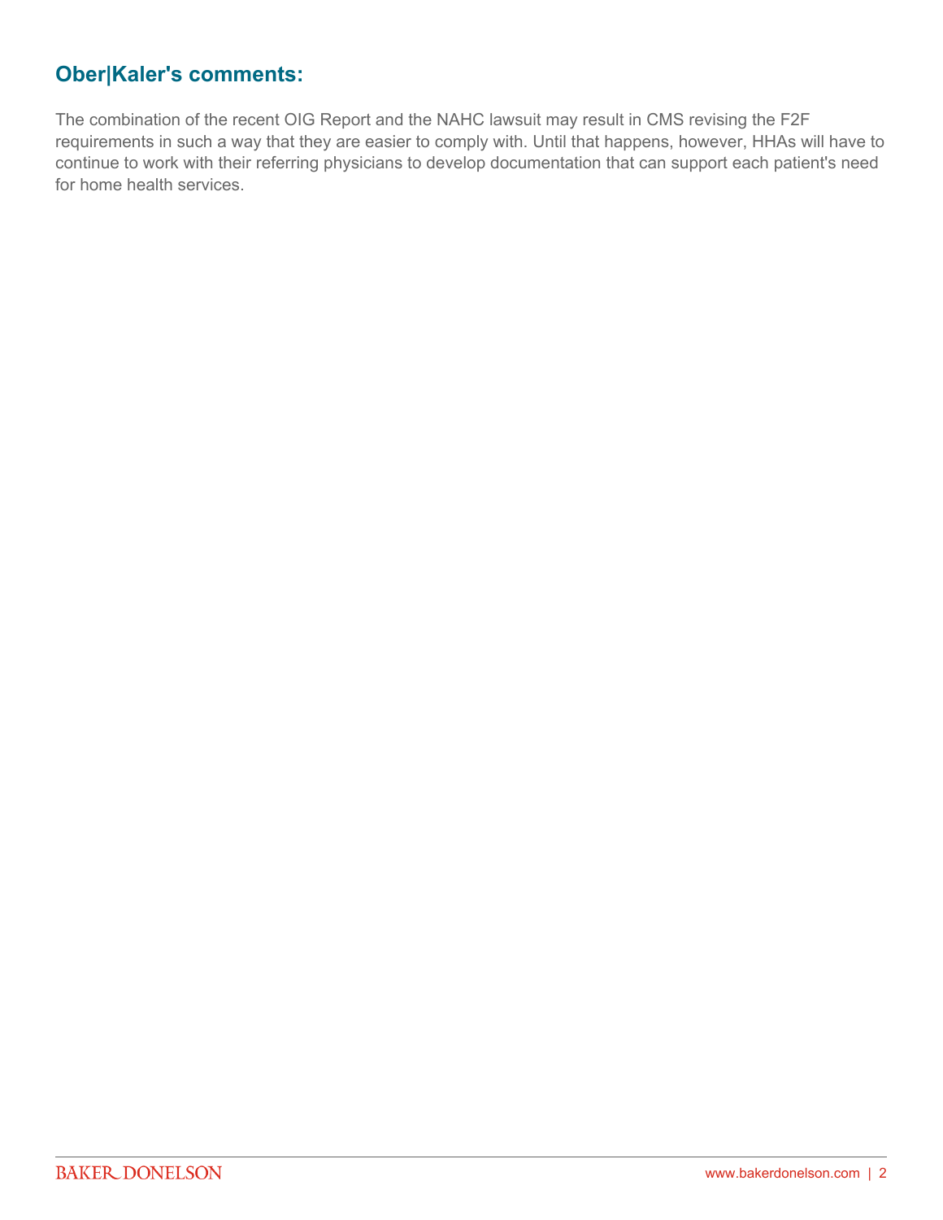## Ober|Kaler's comments:

The combination of the recent OIG Report and the NAHC lawsuit may result in CMS revising the F2F requirements in such a way that they are easier to comply with. Until that happens, however, HHAs will have to continue to work with their referring physicians to develop documentation that can support each patient's need for home health services.